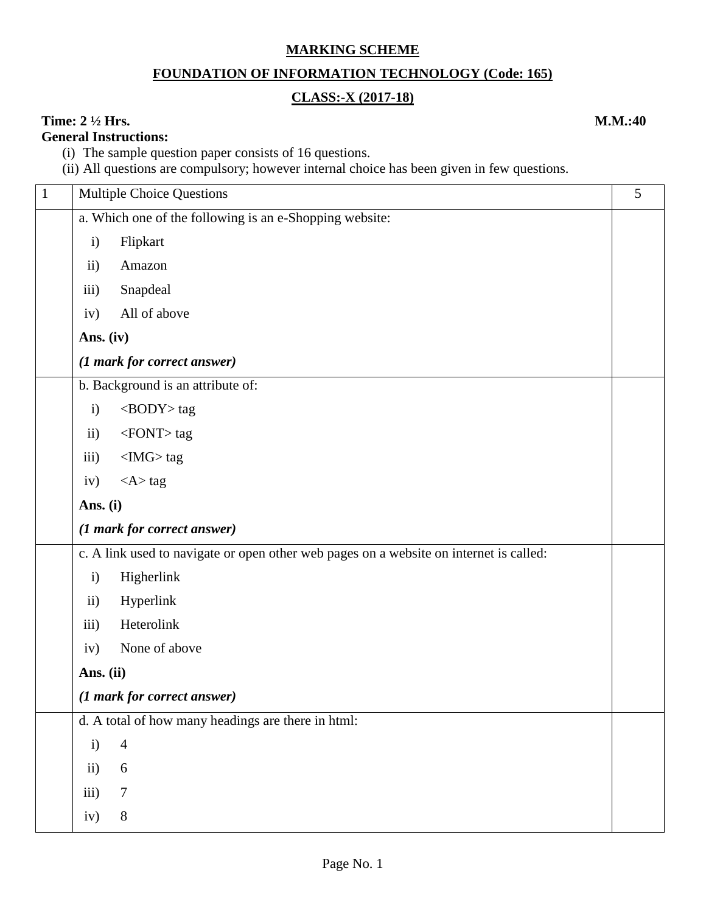**MARKING SCHEME**

**FOUNDATION OF INFORMATION TECHNOLOGY (Code: 165)**

**CLASS:-X (2017-18)**

**Time: 2 ½ Hrs.** **M.M.:40**

**General Instructions:**

(i) The sample question paper consists of 16 questions.
(ii) All questions are compulsory; however internal choice has been given in few questions.

| 1 | Multiple Choice Questions | 5 |
|---|---|---|
| | a. Which one of the following is an e-Shopping website:<br>i) Flipkart<br>ii) Amazon<br>iii) Snapdeal<br>iv) All of above<br>**Ans. (iv)**<br>***(1 mark for correct answer)*** | |
| | b. Background is an attribute of:<br>i) <BODY> tag<br>ii) <FONT> tag<br>iii) <IMG> tag<br>iv) <A> tag<br>**Ans. (i)**<br>***(1 mark for correct answer)*** | |
| | c. A link used to navigate or open other web pages on a website on internet is called:<br>i) Higherlink<br>ii) Hyperlink<br>iii) Heterolink<br>iv) None of above<br>**Ans. (ii)**<br>***(1 mark for correct answer)*** | |
| | d. A total of how many headings are there in html:<br>i) 4<br>ii) 6<br>iii) 7<br>iv) 8 | |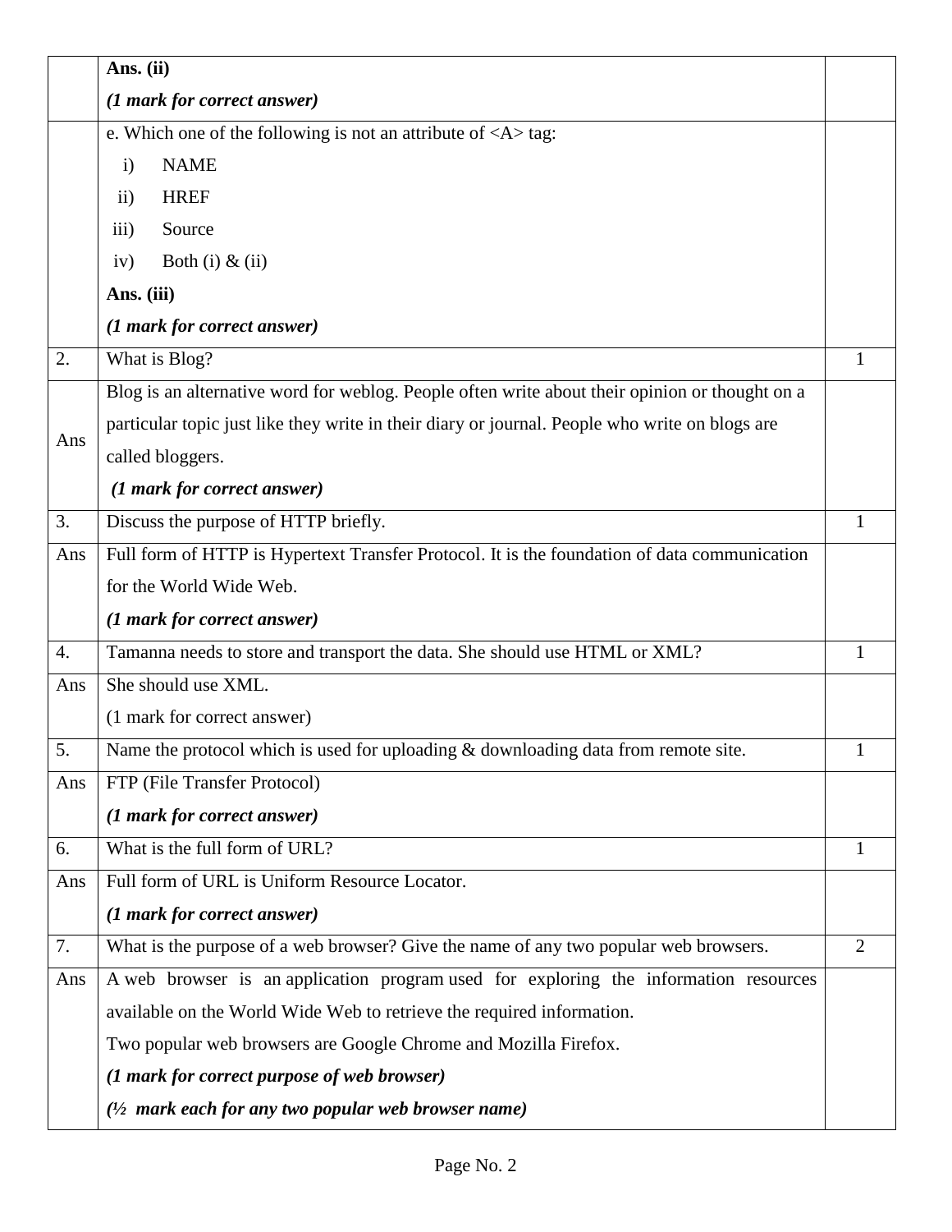| | | |
|---|---|---|
| | **Ans. (ii)**<br>***(1 mark for correct answer)*** | |
| | e. Which one of the following is not an attribute of <A> tag:<br>i) NAME<br>ii) HREF<br>iii) Source<br>iv) Both (i) & (ii)<br>**Ans. (iii)**<br>***(1 mark for correct answer)*** | |
| 2. | What is Blog? | 1 |
| Ans | Blog is an alternative word for weblog. People often write about their opinion or thought on a particular topic just like they write in their diary or journal. People who write on blogs are called bloggers.<br>***(1 mark for correct answer)*** | |
| 3. | Discuss the purpose of HTTP briefly. | 1 |
| Ans | Full form of HTTP is Hypertext Transfer Protocol. It is the foundation of data communication for the World Wide Web.<br>***(1 mark for correct answer)*** | |
| 4. | Tamanna needs to store and transport the data. She should use HTML or XML? | 1 |
| Ans | She should use XML.<br>(1 mark for correct answer) | |
| 5. | Name the protocol which is used for uploading & downloading data from remote site. | 1 |
| Ans | FTP (File Transfer Protocol)<br>***(1 mark for correct answer)*** | |
| 6. | What is the full form of URL? | 1 |
| Ans | Full form of URL is Uniform Resource Locator.<br>***(1 mark for correct answer)*** | |
| 7. | What is the purpose of a web browser? Give the name of any two popular web browsers. | 2 |
| Ans | A web browser is an application program used for exploring the information resources available on the World Wide Web to retrieve the required information.<br>Two popular web browsers are Google Chrome and Mozilla Firefox.<br>***(1 mark for correct purpose of web browser)***<br>***(½ mark each for any two popular web browser name)*** | |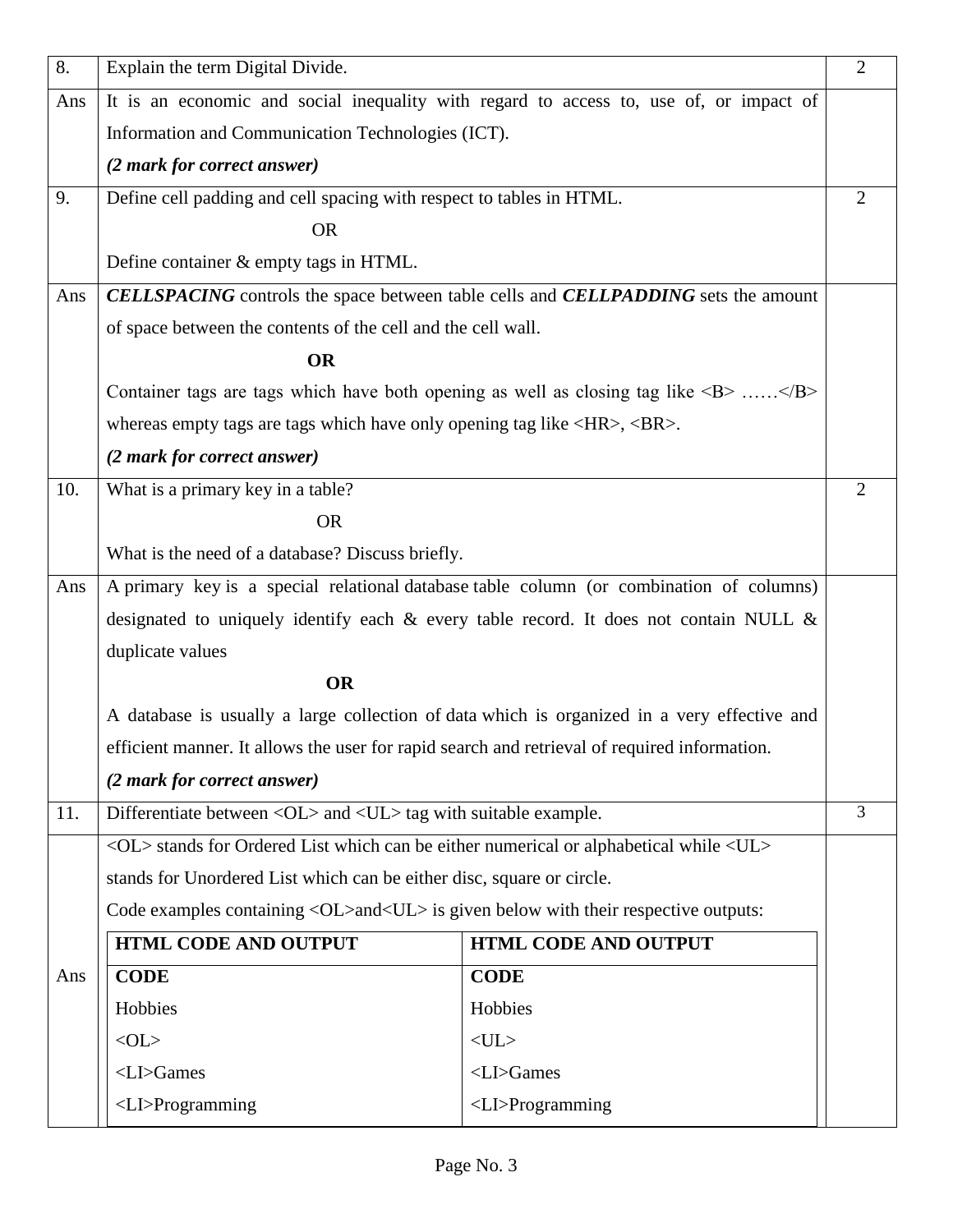| Q. | Question / Answer | Marks |
|---|---|---|
| 8. | Explain the term Digital Divide. | 2 |
| Ans | It is an economic and social inequality with regard to access to, use of, or impact of Information and Communication Technologies (ICT).<br>***(2 mark for correct answer)*** | |
| 9. | Define cell padding and cell spacing with respect to tables in HTML.<br>OR<br>Define container & empty tags in HTML. | 2 |
| Ans | ***CELLSPACING*** controls the space between table cells and ***CELLPADDING*** sets the amount of space between the contents of the cell and the cell wall.<br>**OR**<br>Container tags are tags which have both opening as well as closing tag like <B> ……</B> whereas empty tags are tags which have only opening tag like <HR>, <BR>.<br>***(2 mark for correct answer)*** | |
| 10. | What is a primary key in a table?<br>OR<br>What is the need of a database? Discuss briefly. | 2 |
| Ans | A primary key is a special relational database table column (or combination of columns) designated to uniquely identify each & every table record. It does not contain NULL & duplicate values<br>**OR**<br>A database is usually a large collection of data which is organized in a very effective and efficient manner. It allows the user for rapid search and retrieval of required information.<br>***(2 mark for correct answer)*** | |
| 11. | Differentiate between <OL> and <UL> tag with suitable example. | 3 |
| Ans | <OL> stands for Ordered List which can be either numerical or alphabetical while <UL> stands for Unordered List which can be either disc, square or circle.<br>Code examples containing <OL>and<UL> is given below with their respective outputs: | |

| HTML CODE AND OUTPUT | HTML CODE AND OUTPUT |
|---|---|
| **CODE**<br>Hobbies<br><OL><br><LI>Games<br><LI>Programming | **CODE**<br>Hobbies<br><UL><br><LI>Games<br><LI>Programming |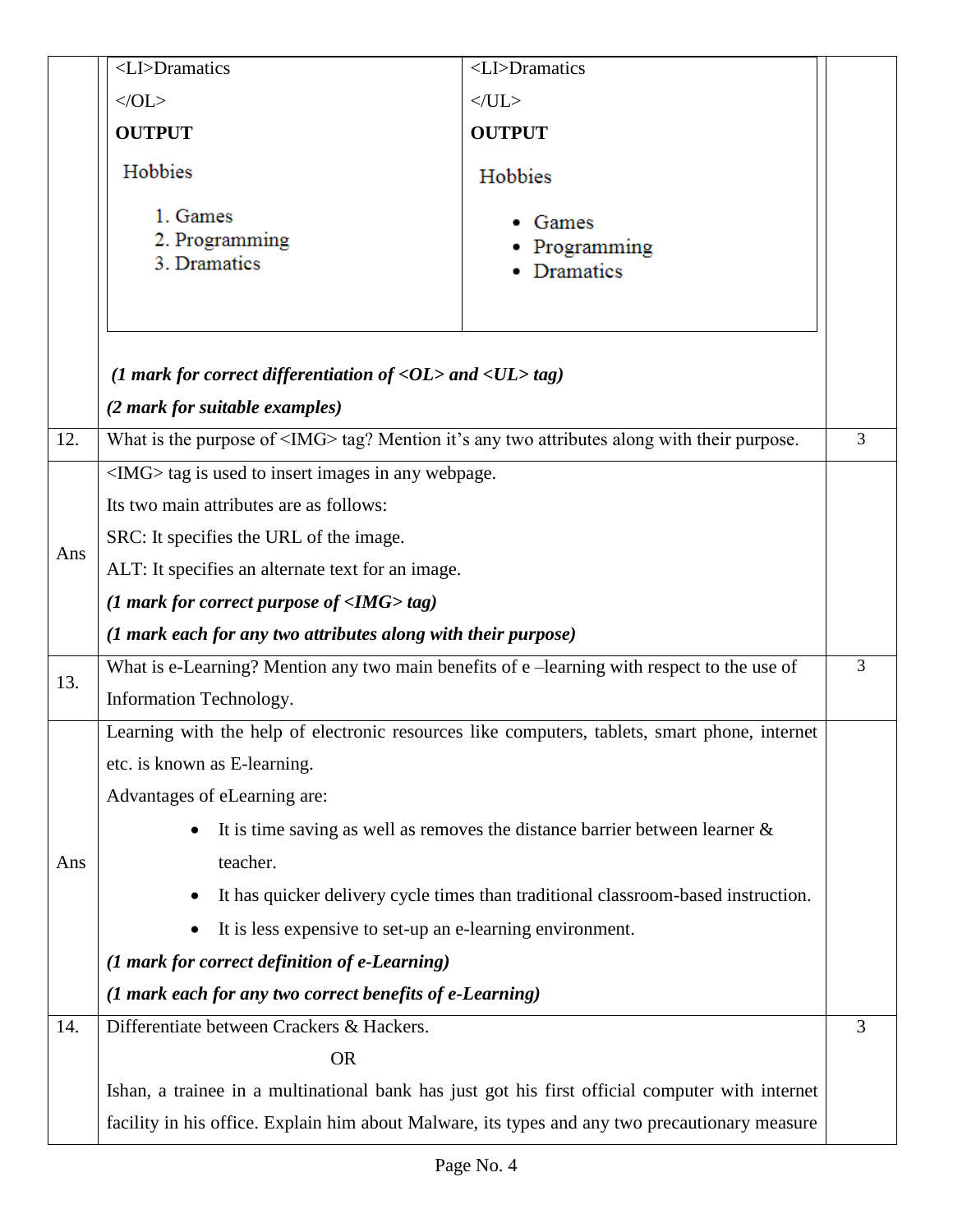| | | |
|---|---|---|
| | `<LI>Dramatics` <br> `</OL>` <br> **OUTPUT** <br> Hobbies <br> 1. Games <br> 2. Programming <br> 3. Dramatics \|\| `<LI>Dramatics` <br> `</UL>` <br> **OUTPUT** <br> Hobbies <br> • Games <br> • Programming <br> • Dramatics <br><br> ***(1 mark for correct differentiation of <OL> and <UL> tag)*** <br> ***(2 mark for suitable examples)*** | |
| 12. | What is the purpose of <IMG> tag? Mention it's any two attributes along with their purpose. | 3 |
| Ans | <IMG> tag is used to insert images in any webpage. <br> Its two main attributes are as follows: <br> SRC: It specifies the URL of the image. <br> ALT: It specifies an alternate text for an image. <br> ***(1 mark for correct purpose of <IMG> tag)*** <br> ***(1 mark each for any two attributes along with their purpose)*** | |
| 13. | What is e-Learning? Mention any two main benefits of e –learning with respect to the use of Information Technology. | 3 |
| Ans | Learning with the help of electronic resources like computers, tablets, smart phone, internet etc. is known as E-learning. <br> Advantages of eLearning are: <br> • It is time saving as well as removes the distance barrier between learner & teacher. <br> • It has quicker delivery cycle times than traditional classroom-based instruction. <br> • It is less expensive to set-up an e-learning environment. <br> ***(1 mark for correct definition of e-Learning)*** <br> ***(1 mark each for any two correct benefits of e-Learning)*** | |
| 14. | Differentiate between Crackers & Hackers. <br> OR <br> Ishan, a trainee in a multinational bank has just got his first official computer with internet facility in his office. Explain him about Malware, its types and any two precautionary measure | 3 |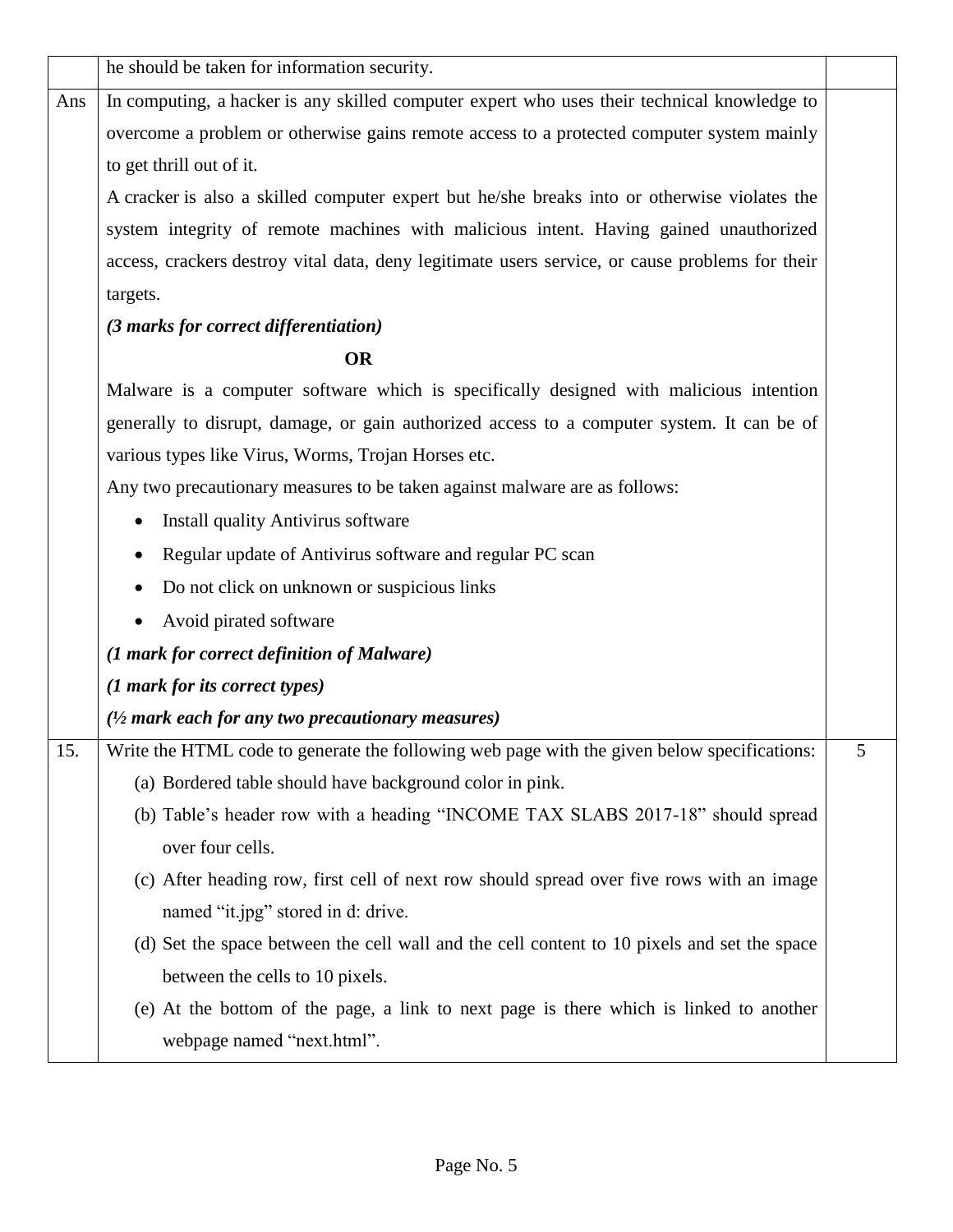| | | |
|---|---|---|
| | he should be taken for information security. | |
| Ans | In computing, a hacker is any skilled computer expert who uses their technical knowledge to overcome a problem or otherwise gains remote access to a protected computer system mainly to get thrill out of it.<br>A cracker is also a skilled computer expert but he/she breaks into or otherwise violates the system integrity of remote machines with malicious intent. Having gained unauthorized access, crackers destroy vital data, deny legitimate users service, or cause problems for their targets.<br>***(3 marks for correct differentiation)***<br>**OR**<br>Malware is a computer software which is specifically designed with malicious intention generally to disrupt, damage, or gain authorized access to a computer system. It can be of various types like Virus, Worms, Trojan Horses etc.<br>Any two precautionary measures to be taken against malware are as follows:<br>• Install quality Antivirus software<br>• Regular update of Antivirus software and regular PC scan<br>• Do not click on unknown or suspicious links<br>• Avoid pirated software<br>***(1 mark for correct definition of Malware)***<br>***(1 mark for its correct types)***<br>***(½ mark each for any two precautionary measures)*** | |
| 15. | Write the HTML code to generate the following web page with the given below specifications:<br>(a) Bordered table should have background color in pink.<br>(b) Table's header row with a heading "INCOME TAX SLABS 2017-18" should spread over four cells.<br>(c) After heading row, first cell of next row should spread over five rows with an image named "it.jpg" stored in d: drive.<br>(d) Set the space between the cell wall and the cell content to 10 pixels and set the space between the cells to 10 pixels.<br>(e) At the bottom of the page, a link to next page is there which is linked to another webpage named "next.html". | 5 |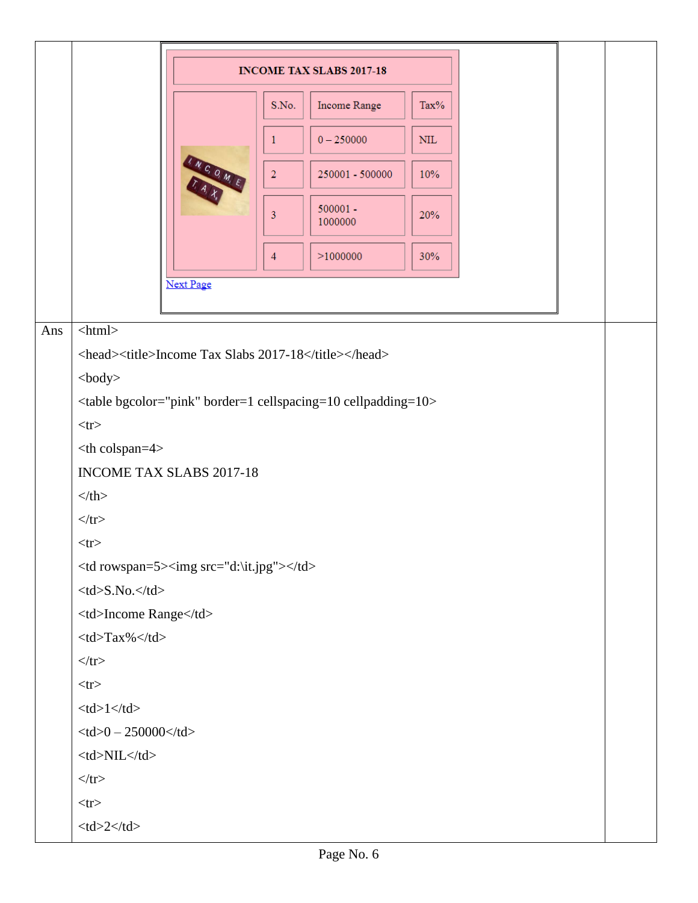| INCOME TAX SLABS 2017-18 | | | |
|---|---|---|---|
| | S.No. | Income Range | Tax% |
| | 1 | 0 – 250000 | NIL |
| | 2 | 250001 - 500000 | 10% |
| | 3 | 500001 - 1000000 | 20% |
| | 4 | >1000000 | 30% |

Next Page

Ans

```
<html>
<head><title>Income Tax Slabs 2017-18</title></head>
<body>
<table bgcolor="pink" border=1 cellspacing=10 cellpadding=10>
<tr>
<th colspan=4>
INCOME TAX SLABS 2017-18
</th>
</tr>
<tr>
<td rowspan=5><img src="d:\it.jpg"></td>
<td>S.No.</td>
<td>Income Range</td>
<td>Tax%</td>
</tr>
<tr>
<td>1</td>
<td>0 – 250000</td>
<td>NIL</td>
</tr>
<tr>
<td>2</td>
```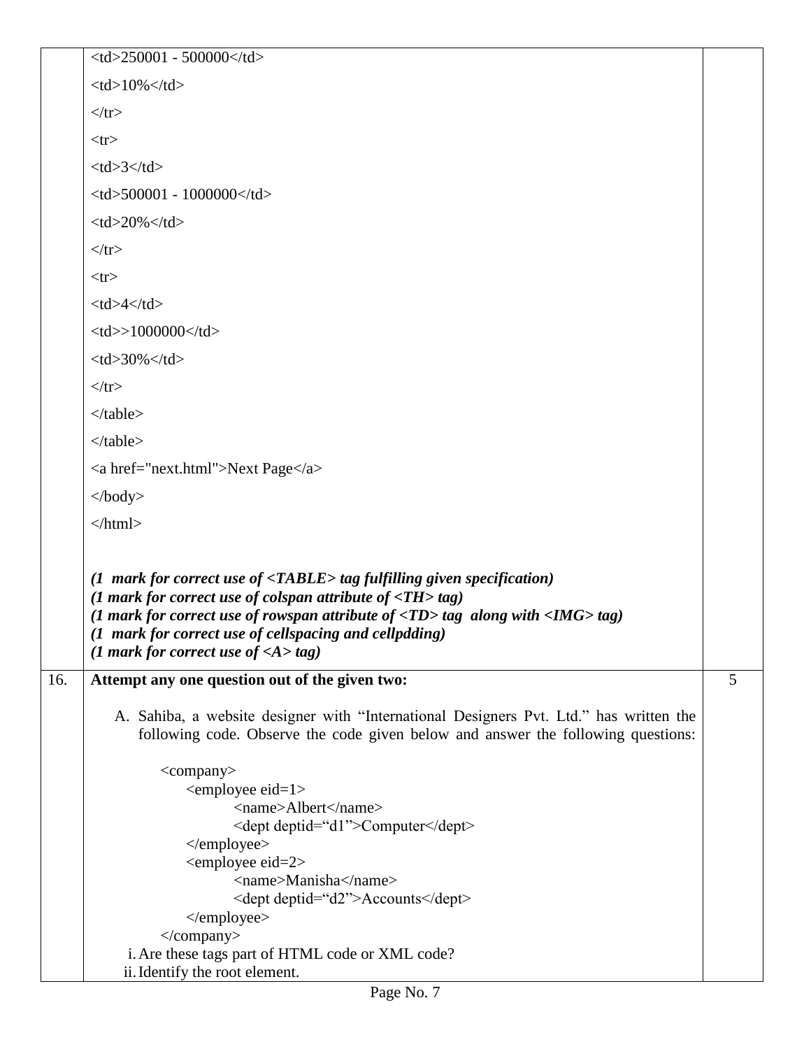```html
<td>250001 - 500000</td>
<td>10%</td>
</tr>
<tr>
<td>3</td>
<td>500001 - 1000000</td>
<td>20%</td>
</tr>
<tr>
<td>4</td>
<td>>1000000</td>
<td>30%</td>
</tr>
</table>
</table>
<a href="next.html">Next Page</a>
</body>
</html>
```

***(1 mark for correct use of <TABLE> tag fulfilling given specification)***
***(1 mark for correct use of colspan attribute of <TH> tag)***
***(1 mark for correct use of rowspan attribute of <TD> tag along with <IMG> tag)***
***(1 mark for correct use of cellspacing and cellpdding)***
***(1 mark for correct use of <A> tag)***

**16. Attempt any one question out of the given two:** (5)

A. Sahiba, a website designer with "International Designers Pvt. Ltd." has written the following code. Observe the code given below and answer the following questions:

```xml
<company>
    <employee eid=1>
        <name>Albert</name>
        <dept deptid="d1">Computer</dept>
    </employee>
    <employee eid=2>
        <name>Manisha</name>
        <dept deptid="d2">Accounts</dept>
    </employee>
</company>
```

i. Are these tags part of HTML code or XML code?

ii. Identify the root element.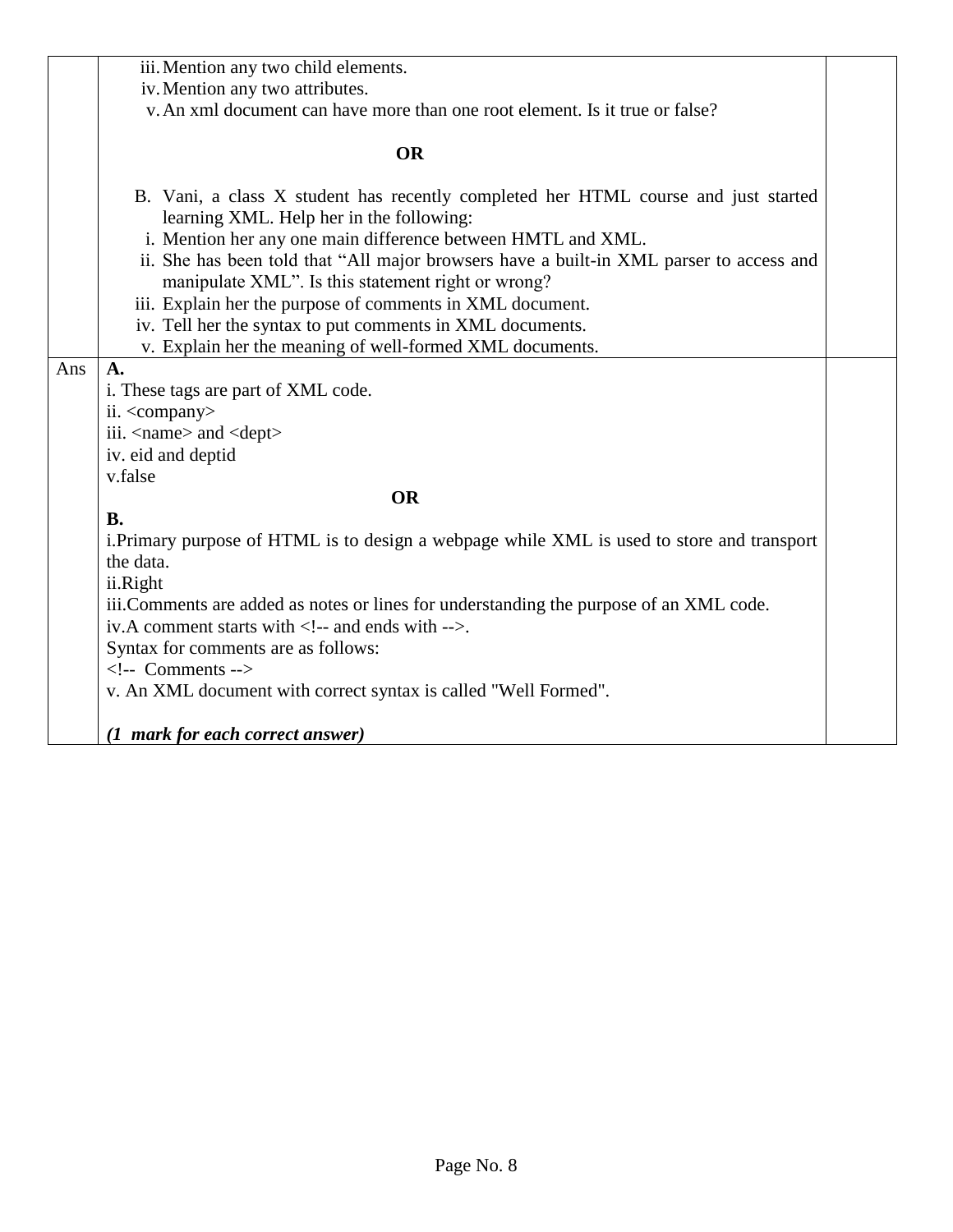| | | |
|---|---|---|
| | iii. Mention any two child elements.<br>iv. Mention any two attributes.<br>v. An xml document can have more than one root element. Is it true or false?<br><br>**OR**<br><br>B. Vani, a class X student has recently completed her HTML course and just started learning XML. Help her in the following:<br>i. Mention her any one main difference between HMTL and XML.<br>ii. She has been told that "All major browsers have a built-in XML parser to access and manipulate XML". Is this statement right or wrong?<br>iii. Explain her the purpose of comments in XML document.<br>iv. Tell her the syntax to put comments in XML documents.<br>v. Explain her the meaning of well-formed XML documents. | |
| Ans | **A.**<br>i. These tags are part of XML code.<br>ii. &lt;company&gt;<br>iii. &lt;name&gt; and &lt;dept&gt;<br>iv. eid and deptid<br>v.false<br>**OR**<br>**B.**<br>i.Primary purpose of HTML is to design a webpage while XML is used to store and transport the data.<br>ii.Right<br>iii.Comments are added as notes or lines for understanding the purpose of an XML code.<br>iv.A comment starts with &lt;!-- and ends with --&gt;.<br>Syntax for comments are as follows:<br>&lt;!-- Comments --&gt;<br>v. An XML document with correct syntax is called "Well Formed".<br><br>***(1 mark for each correct answer)*** | |